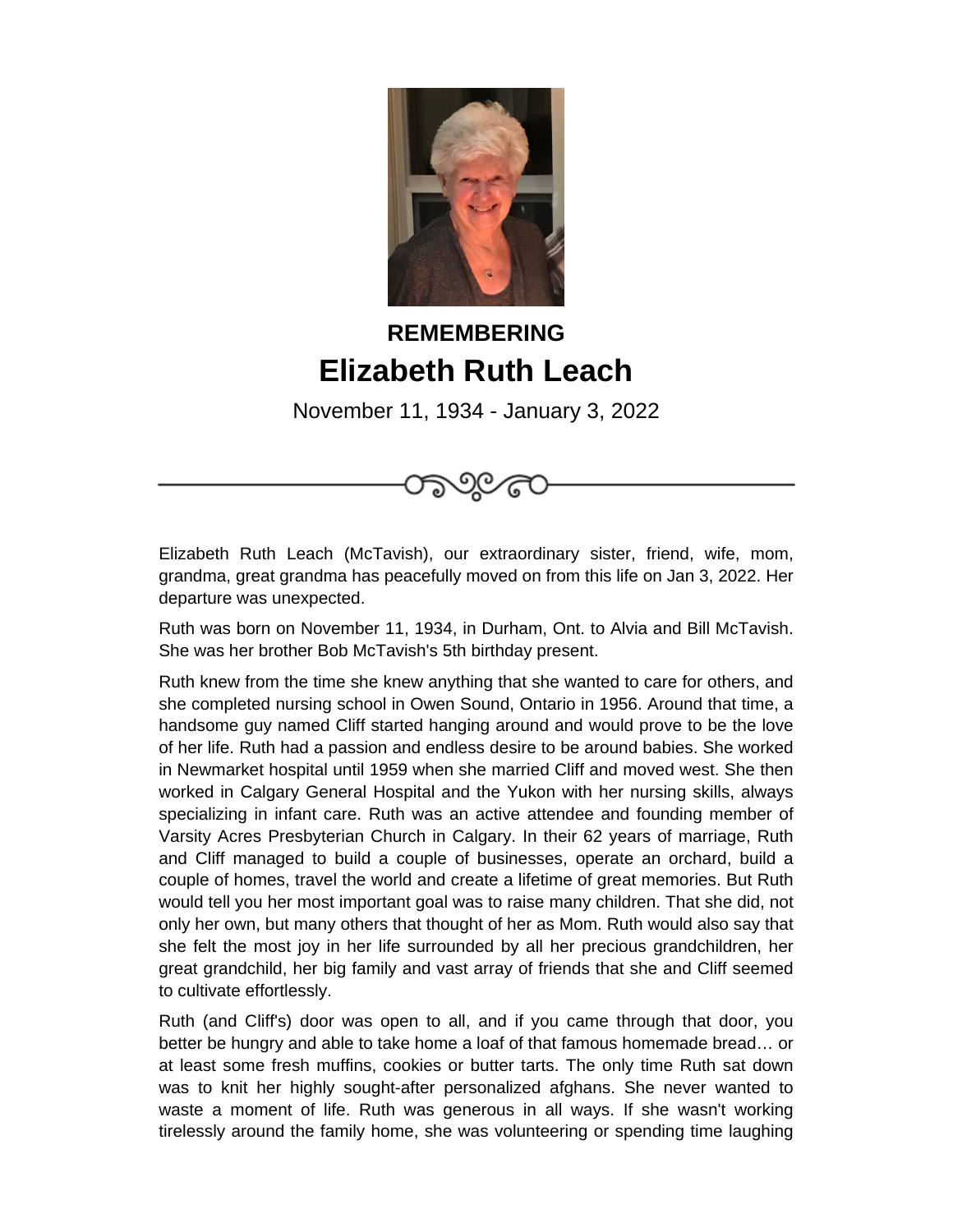**REMEMBERING**

# Elizabeth Ruth Leach

November 11, 1934 - January 3, 2022

---

Elizabeth Ruth Leach (McTavish), our extraordinary sister, friend, wife, mom, grandma, great grandma has peacefully moved on from this life on Jan 3, 2022. Her departure was unexpected.

Ruth was born on November 11, 1934, in Durham, Ont. to Alvia and Bill McTavish. She was her brother Bob McTavish's 5th birthday present.

Ruth knew from the time she knew anything that she wanted to care for others, and she completed nursing school in Owen Sound, Ontario in 1956. Around that time, a handsome guy named Cliff started hanging around and would prove to be the love of her life. Ruth had a passion and endless desire to be around babies. She worked in Newmarket hospital until 1959 when she married Cliff and moved west. She then worked in Calgary General Hospital and the Yukon with her nursing skills, always specializing in infant care. Ruth was an active attendee and founding member of Varsity Acres Presbyterian Church in Calgary. In their 62 years of marriage, Ruth and Cliff managed to build a couple of businesses, operate an orchard, build a couple of homes, travel the world and create a lifetime of great memories. But Ruth would tell you her most important goal was to raise many children. That she did, not only her own, but many others that thought of her as Mom. Ruth would also say that she felt the most joy in her life surrounded by all her precious grandchildren, her great grandchild, her big family and vast array of friends that she and Cliff seemed to cultivate effortlessly.

Ruth (and Cliff's) door was open to all, and if you came through that door, you better be hungry and able to take home a loaf of that famous homemade bread… or at least some fresh muffins, cookies or butter tarts. The only time Ruth sat down was to knit her highly sought-after personalized afghans. She never wanted to waste a moment of life. Ruth was generous in all ways. If she wasn't working tirelessly around the family home, she was volunteering or spending time laughing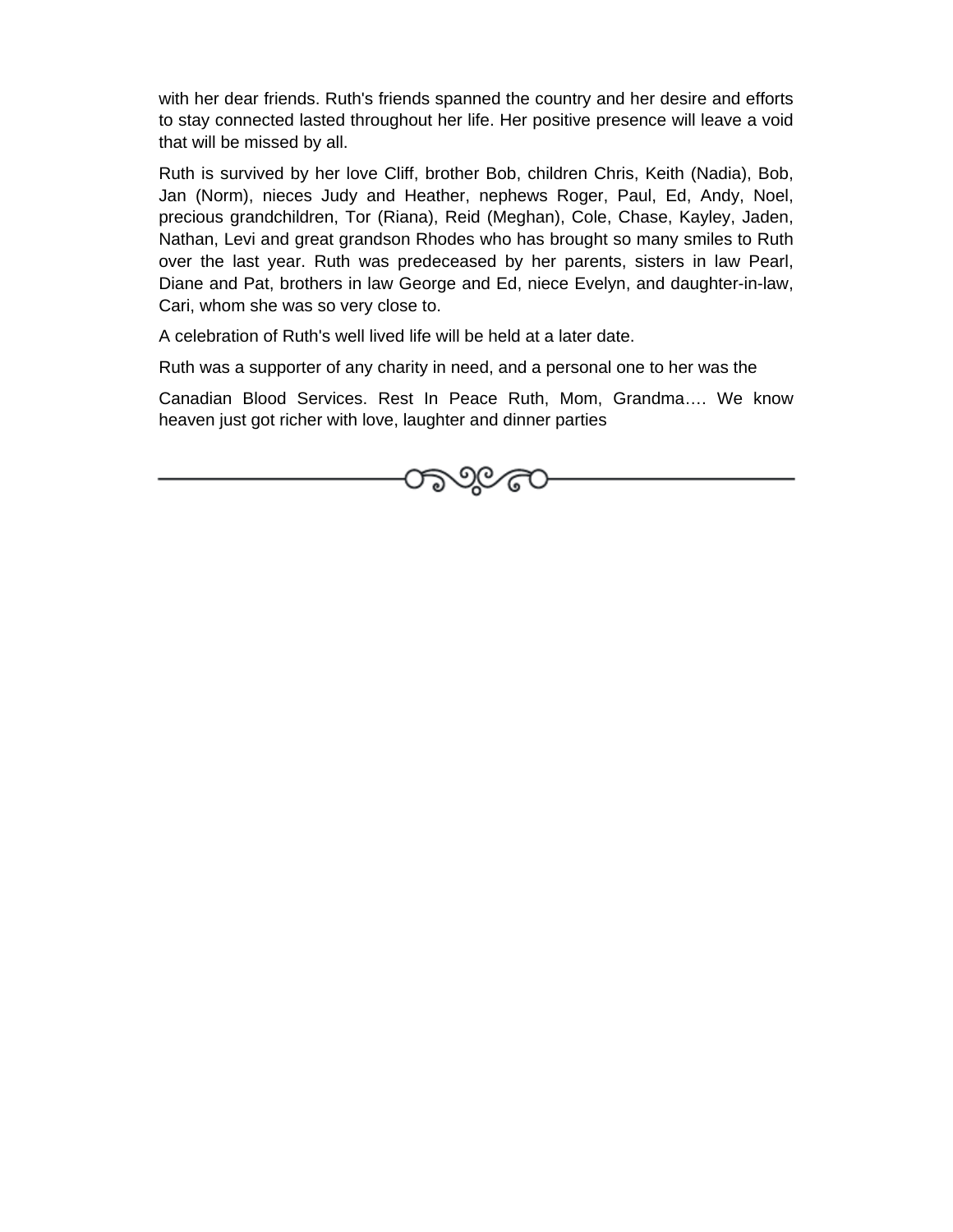with her dear friends. Ruth's friends spanned the country and her desire and efforts to stay connected lasted throughout her life. Her positive presence will leave a void that will be missed by all.

Ruth is survived by her love Cliff, brother Bob, children Chris, Keith (Nadia), Bob, Jan (Norm), nieces Judy and Heather, nephews Roger, Paul, Ed, Andy, Noel, precious grandchildren, Tor (Riana), Reid (Meghan), Cole, Chase, Kayley, Jaden, Nathan, Levi and great grandson Rhodes who has brought so many smiles to Ruth over the last year. Ruth was predeceased by her parents, sisters in law Pearl, Diane and Pat, brothers in law George and Ed, niece Evelyn, and daughter-in-law, Cari, whom she was so very close to.

A celebration of Ruth's well lived life will be held at a later date.

Ruth was a supporter of any charity in need, and a personal one to her was the

Canadian Blood Services. Rest In Peace Ruth, Mom, Grandma…. We know heaven just got richer with love, laughter and dinner parties